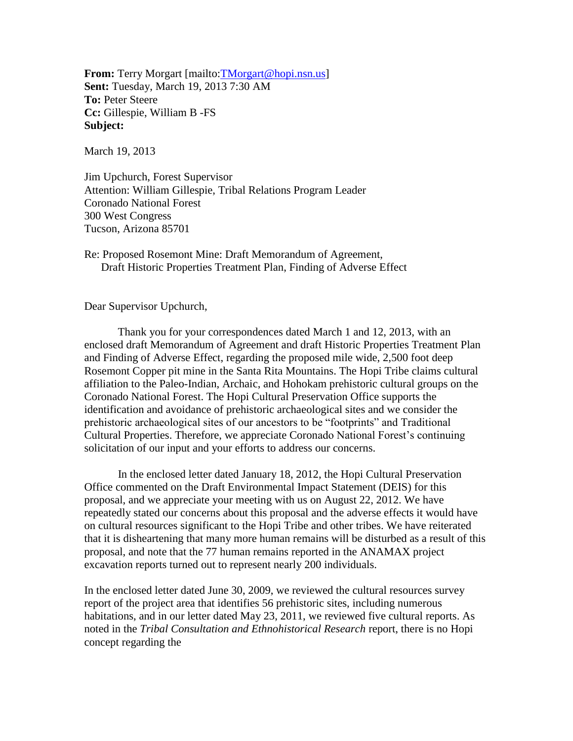**From:** Terry Morgart [mailto:TMorgart@hopi.nsn.us]
**Sent:** Tuesday, March 19, 2013 7:30 AM
**To:** Peter Steere
**Cc:** Gillespie, William B -FS
**Subject:**

March 19, 2013

Jim Upchurch, Forest Supervisor
Attention: William Gillespie, Tribal Relations Program Leader
Coronado National Forest
300 West Congress
Tucson, Arizona 85701

Re: Proposed Rosemont Mine: Draft Memorandum of Agreement,
Draft Historic Properties Treatment Plan, Finding of Adverse Effect

Dear Supervisor Upchurch,

Thank you for your correspondences dated March 1 and 12, 2013, with an enclosed draft Memorandum of Agreement and draft Historic Properties Treatment Plan and Finding of Adverse Effect, regarding the proposed mile wide, 2,500 foot deep Rosemont Copper pit mine in the Santa Rita Mountains. The Hopi Tribe claims cultural affiliation to the Paleo-Indian, Archaic, and Hohokam prehistoric cultural groups on the Coronado National Forest. The Hopi Cultural Preservation Office supports the identification and avoidance of prehistoric archaeological sites and we consider the prehistoric archaeological sites of our ancestors to be "footprints" and Traditional Cultural Properties. Therefore, we appreciate Coronado National Forest's continuing solicitation of our input and your efforts to address our concerns.

In the enclosed letter dated January 18, 2012, the Hopi Cultural Preservation Office commented on the Draft Environmental Impact Statement (DEIS) for this proposal, and we appreciate your meeting with us on August 22, 2012. We have repeatedly stated our concerns about this proposal and the adverse effects it would have on cultural resources significant to the Hopi Tribe and other tribes. We have reiterated that it is disheartening that many more human remains will be disturbed as a result of this proposal, and note that the 77 human remains reported in the ANAMAX project excavation reports turned out to represent nearly 200 individuals.

In the enclosed letter dated June 30, 2009, we reviewed the cultural resources survey report of the project area that identifies 56 prehistoric sites, including numerous habitations, and in our letter dated May 23, 2011, we reviewed five cultural reports. As noted in the *Tribal Consultation and Ethnohistorical Research* report, there is no Hopi concept regarding the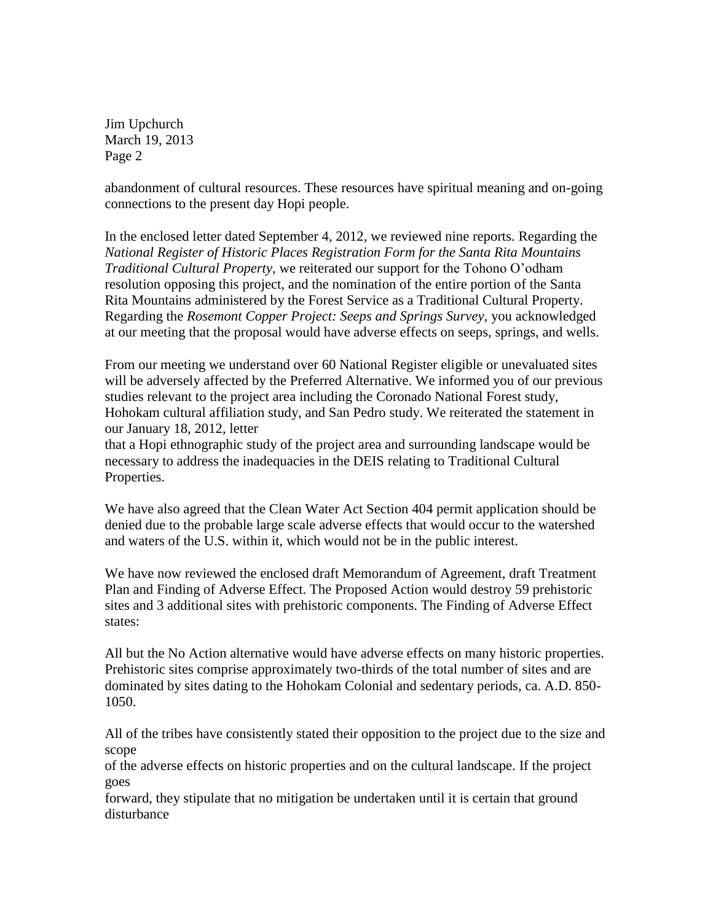abandonment of cultural resources. These resources have spiritual meaning and on-going connections to the present day Hopi people.

In the enclosed letter dated September 4, 2012, we reviewed nine reports. Regarding the *National Register of Historic Places Registration Form for the Santa Rita Mountains Traditional Cultural Property,* we reiterated our support for the Tohono O'odham resolution opposing this project, and the nomination of the entire portion of the Santa Rita Mountains administered by the Forest Service as a Traditional Cultural Property. Regarding the *Rosemont Copper Project: Seeps and Springs Survey,* you acknowledged at our meeting that the proposal would have adverse effects on seeps, springs, and wells.

From our meeting we understand over 60 National Register eligible or unevaluated sites will be adversely affected by the Preferred Alternative. We informed you of our previous studies relevant to the project area including the Coronado National Forest study, Hohokam cultural affiliation study, and San Pedro study. We reiterated the statement in our January 18, 2012, letter that a Hopi ethnographic study of the project area and surrounding landscape would be necessary to address the inadequacies in the DEIS relating to Traditional Cultural Properties.

We have also agreed that the Clean Water Act Section 404 permit application should be denied due to the probable large scale adverse effects that would occur to the watershed and waters of the U.S. within it, which would not be in the public interest.

We have now reviewed the enclosed draft Memorandum of Agreement, draft Treatment Plan and Finding of Adverse Effect. The Proposed Action would destroy 59 prehistoric sites and 3 additional sites with prehistoric components. The Finding of Adverse Effect states:

All but the No Action alternative would have adverse effects on many historic properties. Prehistoric sites comprise approximately two-thirds of the total number of sites and are dominated by sites dating to the Hohokam Colonial and sedentary periods, ca. A.D. 850-1050.

All of the tribes have consistently stated their opposition to the project due to the size and scope of the adverse effects on historic properties and on the cultural landscape. If the project goes forward, they stipulate that no mitigation be undertaken until it is certain that ground disturbance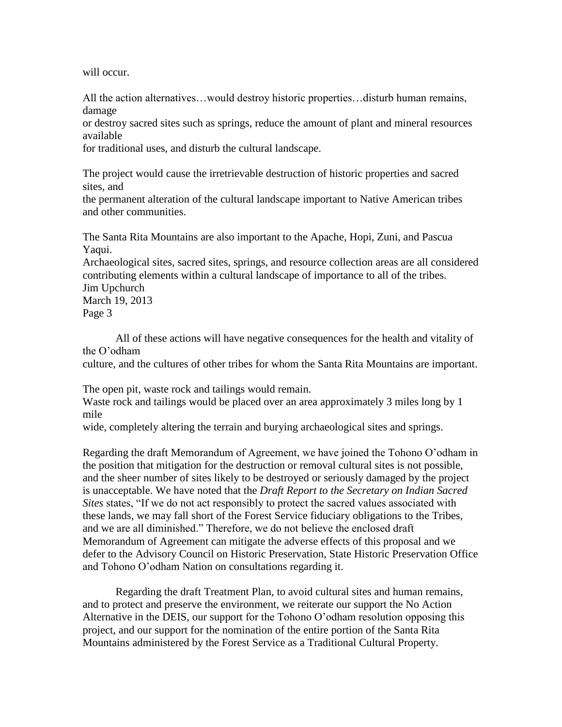will occur.

All the action alternatives…would destroy historic properties…disturb human remains, damage or destroy sacred sites such as springs, reduce the amount of plant and mineral resources available for traditional uses, and disturb the cultural landscape.

The project would cause the irretrievable destruction of historic properties and sacred sites, and the permanent alteration of the cultural landscape important to Native American tribes and other communities.

The Santa Rita Mountains are also important to the Apache, Hopi, Zuni, and Pascua Yaqui.
Archaeological sites, sacred sites, springs, and resource collection areas are all considered contributing elements within a cultural landscape of importance to all of the tribes.

All of these actions will have negative consequences for the health and vitality of the O'odham culture, and the cultures of other tribes for whom the Santa Rita Mountains are important.

The open pit, waste rock and tailings would remain.
Waste rock and tailings would be placed over an area approximately 3 miles long by 1 mile wide, completely altering the terrain and burying archaeological sites and springs.

Regarding the draft Memorandum of Agreement, we have joined the Tohono O'odham in the position that mitigation for the destruction or removal cultural sites is not possible, and the sheer number of sites likely to be destroyed or seriously damaged by the project is unacceptable. We have noted that the *Draft Report to the Secretary on Indian Sacred Sites* states, "If we do not act responsibly to protect the sacred values associated with these lands, we may fall short of the Forest Service fiduciary obligations to the Tribes, and we are all diminished." Therefore, we do not believe the enclosed draft Memorandum of Agreement can mitigate the adverse effects of this proposal and we defer to the Advisory Council on Historic Preservation, State Historic Preservation Office and Tohono O'odham Nation on consultations regarding it.

Regarding the draft Treatment Plan, to avoid cultural sites and human remains, and to protect and preserve the environment, we reiterate our support the No Action Alternative in the DEIS, our support for the Tohono O'odham resolution opposing this project, and our support for the nomination of the entire portion of the Santa Rita Mountains administered by the Forest Service as a Traditional Cultural Property.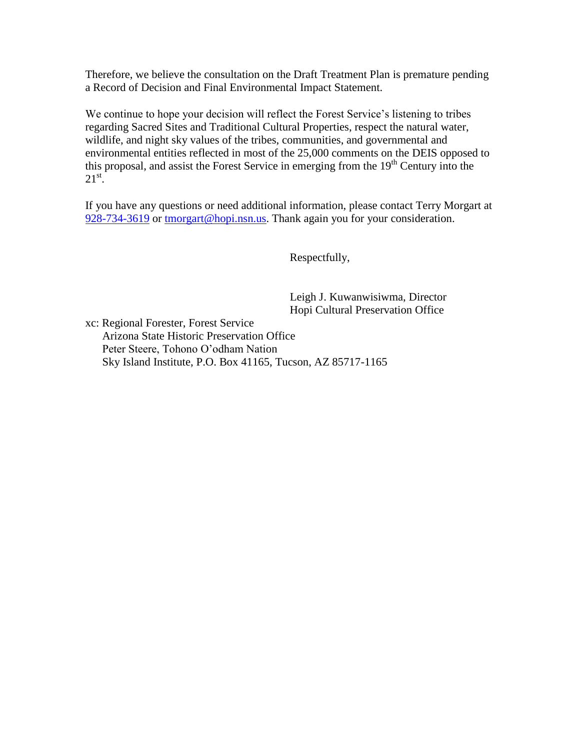Therefore, we believe the consultation on the Draft Treatment Plan is premature pending a Record of Decision and Final Environmental Impact Statement.

We continue to hope your decision will reflect the Forest Service's listening to tribes regarding Sacred Sites and Traditional Cultural Properties, respect the natural water, wildlife, and night sky values of the tribes, communities, and governmental and environmental entities reflected in most of the 25,000 comments on the DEIS opposed to this proposal, and assist the Forest Service in emerging from the 19th Century into the 21st.

If you have any questions or need additional information, please contact Terry Morgart at 928-734-3619 or tmorgart@hopi.nsn.us. Thank again you for your consideration.

Respectfully,

Leigh J. Kuwanwisiwma, Director
Hopi Cultural Preservation Office

xc: Regional Forester, Forest Service
Arizona State Historic Preservation Office
Peter Steere, Tohono O'odham Nation
Sky Island Institute, P.O. Box 41165, Tucson, AZ 85717-1165